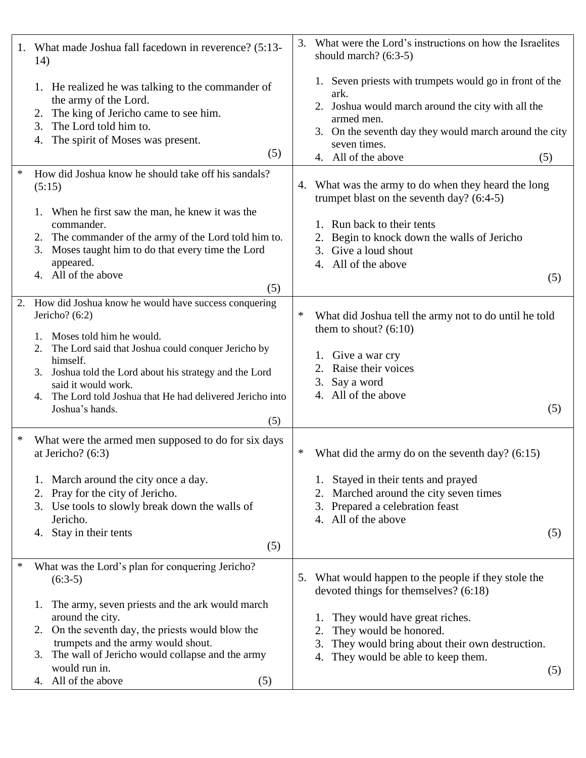1. What made Joshua fall facedown in reverence? (5:13-14)

    1. He realized he was talking to the commander of the army of the Lord.
    2. The king of Jericho came to see him.
    3. The Lord told him to.
    4. The spirit of Moses was present.

    (5)

* How did Joshua know he should take off his sandals? (5:15)

    1. When he first saw the man, he knew it was the commander.
    2. The commander of the army of the Lord told him to.
    3. Moses taught him to do that every time the Lord appeared.
    4. All of the above

    (5)

2. How did Joshua know he would have success conquering Jericho? (6:2)

    1. Moses told him he would.
    2. The Lord said that Joshua could conquer Jericho by himself.
    3. Joshua told the Lord about his strategy and the Lord said it would work.
    4. The Lord told Joshua that He had delivered Jericho into Joshua's hands.

    (5)

* What were the armed men supposed to do for six days at Jericho? (6:3)

    1. March around the city once a day.
    2. Pray for the city of Jericho.
    3. Use tools to slowly break down the walls of Jericho.
    4. Stay in their tents

    (5)

* What was the Lord's plan for conquering Jericho? (6:3-5)

    1. The army, seven priests and the ark would march around the city.
    2. On the seventh day, the priests would blow the trumpets and the army would shout.
    3. The wall of Jericho would collapse and the army would run in.
    4. All of the above

    (5)

3. What were the Lord's instructions on how the Israelites should march? (6:3-5)

    1. Seven priests with trumpets would go in front of the ark.
    2. Joshua would march around the city with all the armed men.
    3. On the seventh day they would march around the city seven times.
    4. All of the above

    (5)

4. What was the army to do when they heard the long trumpet blast on the seventh day? (6:4-5)

    1. Run back to their tents
    2. Begin to knock down the walls of Jericho
    3. Give a loud shout
    4. All of the above

    (5)

* What did Joshua tell the army not to do until he told them to shout? (6:10)

    1. Give a war cry
    2. Raise their voices
    3. Say a word
    4. All of the above

    (5)

* What did the army do on the seventh day? (6:15)

    1. Stayed in their tents and prayed
    2. Marched around the city seven times
    3. Prepared a celebration feast
    4. All of the above

    (5)

5. What would happen to the people if they stole the devoted things for themselves? (6:18)

    1. They would have great riches.
    2. They would be honored.
    3. They would bring about their own destruction.
    4. They would be able to keep them.

    (5)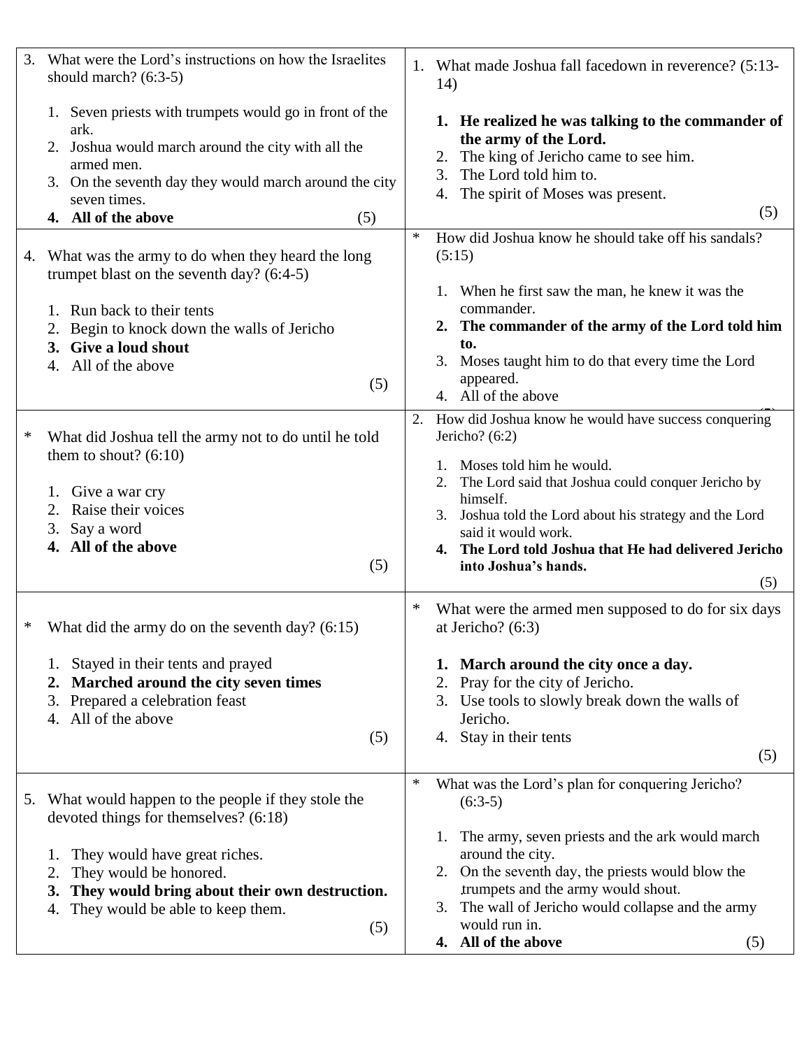3. What were the Lord's instructions on how the Israelites should march? (6:3-5)

   1. Seven priests with trumpets would go in front of the ark.
   2. Joshua would march around the city with all the armed men.
   3. On the seventh day they would march around the city seven times.
   4. **All of the above** (5)

1. What made Joshua fall facedown in reverence? (5:13-14)

   1. **He realized he was talking to the commander of the army of the Lord.**
   2. The king of Jericho came to see him.
   3. The Lord told him to.
   4. The spirit of Moses was present.

   (5)

4. What was the army to do when they heard the long trumpet blast on the seventh day? (6:4-5)

   1. Run back to their tents
   2. Begin to knock down the walls of Jericho
   3. **Give a loud shout**
   4. All of the above

   (5)

\* How did Joshua know he should take off his sandals? (5:15)

   1. When he first saw the man, he knew it was the commander.
   2. **The commander of the army of the Lord told him to.**
   3. Moses taught him to do that every time the Lord appeared.
   4. All of the above

\* What did Joshua tell the army not to do until he told them to shout? (6:10)

   1. Give a war cry
   2. Raise their voices
   3. Say a word
   4. **All of the above**

   (5)

2. How did Joshua know he would have success conquering Jericho? (6:2)

   1. Moses told him he would.
   2. The Lord said that Joshua could conquer Jericho by himself.
   3. Joshua told the Lord about his strategy and the Lord said it would work.
   4. **The Lord told Joshua that He had delivered Jericho into Joshua's hands.**

   (5)

\* What did the army do on the seventh day? (6:15)

   1. Stayed in their tents and prayed
   2. **Marched around the city seven times**
   3. Prepared a celebration feast
   4. All of the above

   (5)

\* What were the armed men supposed to do for six days at Jericho? (6:3)

   1. **March around the city once a day.**
   2. Pray for the city of Jericho.
   3. Use tools to slowly break down the walls of Jericho.
   4. Stay in their tents

   (5)

5. What would happen to the people if they stole the devoted things for themselves? (6:18)

   1. They would have great riches.
   2. They would be honored.
   3. **They would bring about their own destruction.**
   4. They would be able to keep them.

   (5)

\* What was the Lord's plan for conquering Jericho? (6:3-5)

   1. The army, seven priests and the ark would march around the city.
   2. On the seventh day, the priests would blow the trumpets and the army would shout.
   3. The wall of Jericho would collapse and the army would run in.
   4. **All of the above** (5)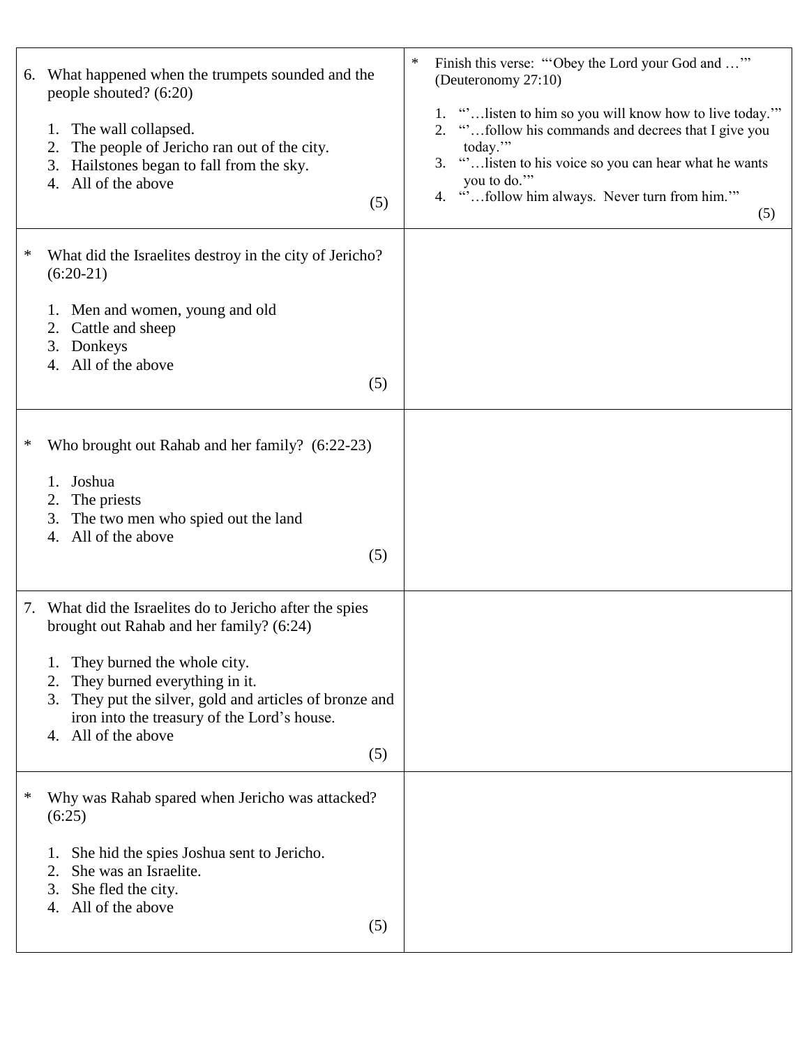6. What happened when the trumpets sounded and the people shouted? (6:20)

   1. The wall collapsed.
   2. The people of Jericho ran out of the city.
   3. Hailstones began to fall from the sky.
   4. All of the above

   (5)

* Finish this verse: "'Obey the Lord your God and …'" (Deuteronomy 27:10)

   1. "'…listen to him so you will know how to live today.'"
   2. "'…follow his commands and decrees that I give you today.'"
   3. "'…listen to his voice so you can hear what he wants you to do.'"
   4. "'…follow him always. Never turn from him.'"

   (5)

* What did the Israelites destroy in the city of Jericho? (6:20-21)

   1. Men and women, young and old
   2. Cattle and sheep
   3. Donkeys
   4. All of the above

   (5)

* Who brought out Rahab and her family? (6:22-23)

   1. Joshua
   2. The priests
   3. The two men who spied out the land
   4. All of the above

   (5)

7. What did the Israelites do to Jericho after the spies brought out Rahab and her family? (6:24)

   1. They burned the whole city.
   2. They burned everything in it.
   3. They put the silver, gold and articles of bronze and iron into the treasury of the Lord's house.
   4. All of the above

   (5)

* Why was Rahab spared when Jericho was attacked? (6:25)

   1. She hid the spies Joshua sent to Jericho.
   2. She was an Israelite.
   3. She fled the city.
   4. All of the above

   (5)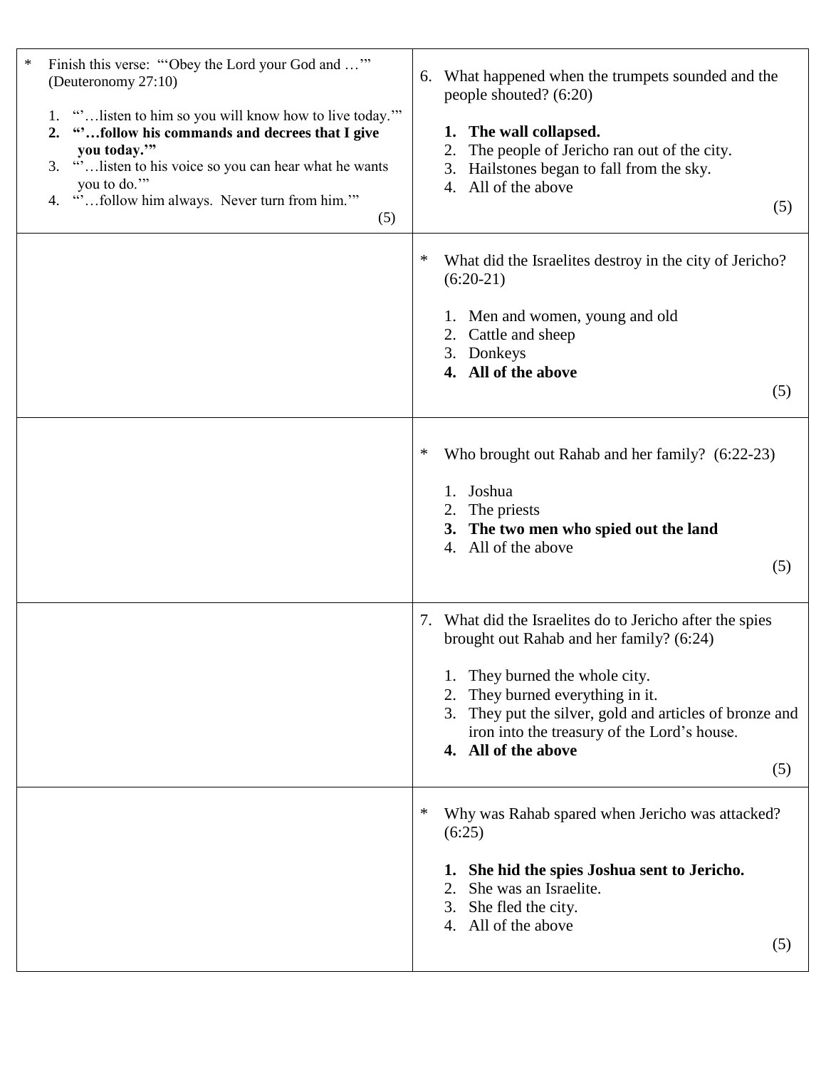\* Finish this verse: "'Obey the Lord your God and …'" (Deuteronomy 27:10)

1. "'…listen to him so you will know how to live today.'"
2. **"'…follow his commands and decrees that I give you today.'"**
3. "'…listen to his voice so you can hear what he wants you to do.'"
4. "'…follow him always. Never turn from him.'"

(5)

6. What happened when the trumpets sounded and the people shouted? (6:20)

   1. **The wall collapsed.**
   2. The people of Jericho ran out of the city.
   3. Hailstones began to fall from the sky.
   4. All of the above

(5)

\* What did the Israelites destroy in the city of Jericho? (6:20-21)

1. Men and women, young and old
2. Cattle and sheep
3. Donkeys
4. **All of the above**

(5)

\* Who brought out Rahab and her family? (6:22-23)

1. Joshua
2. The priests
3. **The two men who spied out the land**
4. All of the above

(5)

7. What did the Israelites do to Jericho after the spies brought out Rahab and her family? (6:24)

   1. They burned the whole city.
   2. They burned everything in it.
   3. They put the silver, gold and articles of bronze and iron into the treasury of the Lord's house.
   4. **All of the above**

(5)

\* Why was Rahab spared when Jericho was attacked? (6:25)

1. **She hid the spies Joshua sent to Jericho.**
2. She was an Israelite.
3. She fled the city.
4. All of the above

(5)